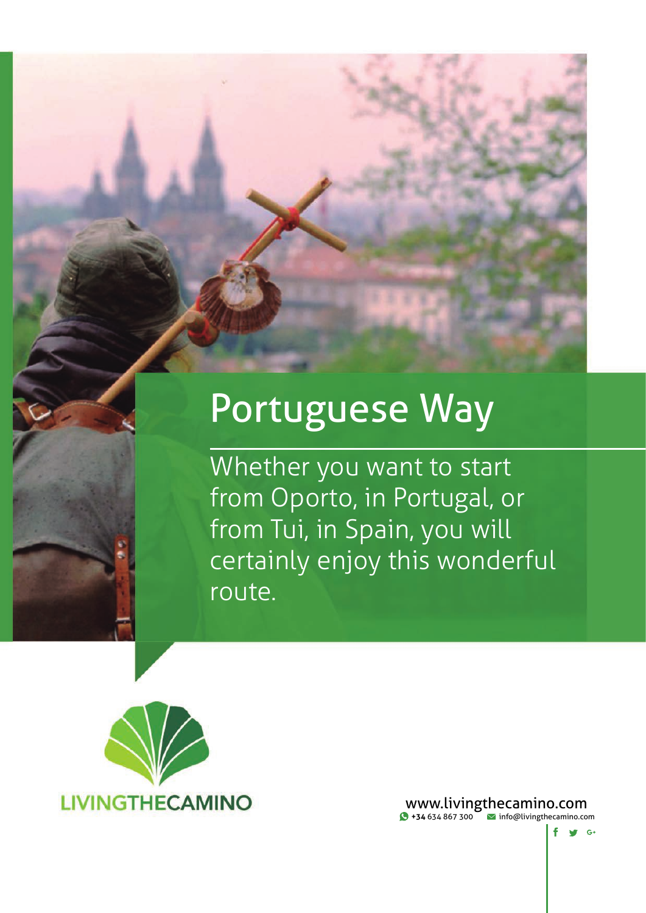# Portuguese Way

Whether you want to start from Oporto, in Portugal, or from Tui, in Spain, you will certainly enjoy this wonderful route.

LIVINGTHECAMINO

www.livingthecamino.com

+34 634 867 300 info@livingthecamino.com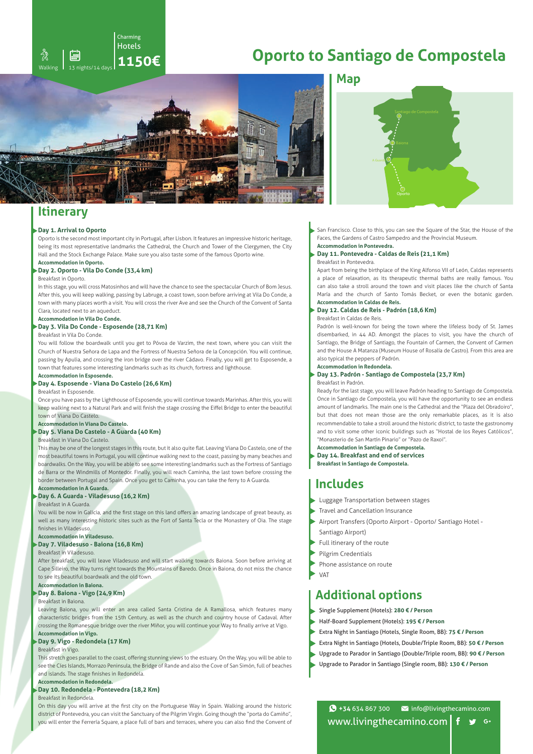Walking | 13 nights/14 days | Charming Hotels **1150€**

# Oporto to Santiago de Compostela

## Map

Santiago de Compostela
Baiona
A Guarda
Oporto

## Itinerary

**Day 1. Arrival to Oporto**

Oporto is the second most important city in Portugal, after Lisbon. It features an impressive historic heritage, being its most representative landmarks the Cathedral, the Church and Tower of the Clergymen, the City Hall and the Stock Exchange Palace. Make sure you also taste some of the famous Oporto wine.

**Accommodation in Oporto.**

**Day 2. Oporto - Vila Do Conde (33,4 km)**

Breakfast in Oporto.

In this stage, you will cross Matosinhos and will have the chance to see the spectacular Church of Bom Jesus. After this, you will keep walking, passing by Labruge, a coast town, soon before arriving at Vila Do Conde, a town with many places worth a visit. You will cross the river Ave and see the Church of the Convent of Santa Clara, located next to an aqueduct.

**Accommodation in Vila Do Conde.**

**Day 3. Vila Do Conde - Esposende (28,71 Km)**

Breakfast in Vila Do Conde.

You will follow the boardwalk until you get to Póvoa de Varzim, the next town, where you can visit the Church of Nuestra Señora de Lapa and the Fortress of Nuestra Señora de la Concepción. You will continue, passing by Apulia, and crossing the iron bridge over the river Cádavo. Finally, you will get to Esposende, a town that features some interesting landmarks such as its church, fortress and lighthouse.

**Accommodation in Esposende.**

**Day 4. Esposende - Viana Do Castelo (26,6 Km)**

Breakfast in Esposende.

Once you have pass by the Lighthouse of Esposende, you will continue towards Marinhas. After this, you will keep walking next to a Natural Park and will finish the stage crossing the Eiffel Bridge to enter the beautiful town of Viana Do Castelo.

**Accommodation in Viana Do Castelo.**

**Day 5. Viana Do Castelo - A Guarda (40 Km)**

Breakfast in Viana Do Castelo.

This may be one of the longest stages in this route, but it also quite flat. Leaving Viana Do Castelo, one of the most beautiful towns in Portugal, you will continue walking next to the coast, passing by many beaches and boardwalks. On the Way, you will be able to see some interesting landmarks such as the Fortress of Santiago de Barra or the Windmills of Montedor. Finally, you will reach Caminha, the last town before crossing the border between Portugal and Spain. Once you get to Caminha, you can take the ferry to A Guarda.

**Accommodation in A Guarda.**

**Day 6. A Guarda - Viladesuso (16,2 Km)**

Breakfast in A Guarda.

You will be now in Galicia, and the first stage on this land offers an amazing landscape of great beauty, as well as many interesting historic sites such as the Fort of Santa Tecla or the Monastery of Oia. The stage finishes in Viladesuso.

**Accommodation in Viladesuso.**

**Day 7. Viladesuso - Baiona (16,8 Km)**

Breakfast in Viladesuso.

After breakfast, you will leave Viladesuso and will start walking towards Baiona. Soon before arriving at Cape Silleiro, the Way turns right towards the Mountains of Baredo. Once in Baiona, do not miss the chance to see its beautiful boardwalk and the old town.

**Accommodation in Baiona.**

**Day 8. Baiona - Vigo (24,9 Km)**

Breakfast in Baiona.

Leaving Baiona, you will enter an area called Santa Cristina de A Ramallosa, which features many characteristic bridges from the 15th Century, as well as the church and country house of Cadaval. After crossing the Romanesque bridge over the river Miñor, you will continue your Way to finally arrive at Vigo.

**Accommodation in Vigo.**

**Day 9. Vigo - Redondela (17 Km)**

Breakfast in Vigo.

This stretch goes parallel to the coast, offering stunning views to the estuary. On the Way, you will be able to see the Cíes Islands, Morrazo Peninsula, the Bridge of Rande and also the Cove of San Simón, full of beaches and islands. The stage finishes in Redondela.

**Accommodation in Redondela.**

**Day 10. Redondela - Pontevedra (18,2 Km)**

Breakfast in Redondela.

On this day you will arrive at the first city on the Portuguese Way in Spain. Walking around the historic district of Pontevedra, you can visit the Sanctuary of the Pilgrim Virgin. Going though the "porta do Camiño", you will enter the Ferrería Square, a place full of bars and terraces, where you can also find the Convent of San Francisco. Close to this, you can see the Square of the Star, the House of the Faces, the Gardens of Castro Sampedro and the Provincial Museum.

**Accommodation in Pontevedra.**

**Day 11. Pontevedra - Caldas de Reis (21,1 Km)**

Breakfast in Pontevedra.

Apart from being the birthplace of the King Alfonso VII of León, Caldas represents a place of relaxation, as its therapeutic thermal baths are really famous. You can also take a stroll around the town and visit places like the church of Santa María and the church of Santo Tomás Becket, or even the botanic garden.

**Accommodation in Caldas de Reis.**

**Day 12. Caldas de Reis - Padrón (18,6 Km)**

Breakfast in Caldas de Reis.

Padrón is well-known for being the town where the lifeless body of St. James disembarked, in 44 AD. Amongst the places to visit, you have the church of Santiago, the Bridge of Santiago, the Fountain of Carmen, the Convent of Carmen and the House A Matanza (Museum House of Rosalía de Castro). From this area are also typical the peppers of Padrón.

**Accommodation in Redondela.**

**Day 13. Padrón - Santiago de Compostela (23,7 Km)**

Breakfast in Padrón.

Ready for the last stage, you will leave Padrón heading to Santiago de Compostela. Once in Santiago de Compostela, you will have the opportunity to see an endless amount of landmarks. The main one is the Cathedral and the "Plaza del Obradoiro", but that does not mean those are the only remarkable places, as it is also recommendable to take a stroll around the historic district, to taste the gastronomy and to visit some other iconic buildings such as "Hostal de los Reyes Católicos", "Monasterio de San Martín Pinario" or "Pazo de Raxoi".

**Accommodation in Santiago de Compostela.**

**Day 14. Breakfast and end of services**

**Breakfast in Santiago de Compostela.**

## Includes

- Luggage Transportation between stages
- Travel and Cancellation Insurance
- Airport Transfers (Oporto Airport - Oporto/ Santiago Hotel - Santiago Airport)
- Full itinerary of the route
- Pilgrim Credentials
- Phone assistance on route
- VAT

## Additional options

- Single Supplement (Hotels): **280 € / Person**
- Half-Board Supplement (Hotels): **195 € / Person**
- Extra Night in Santiago (Hotels, Single Room, BB): **75 € / Person**
- Extra Night in Santiago (Hotels, Double/Triple Room, BB): **50 € / Person**
- Upgrade to Parador in Santiago (Double/Triple room, BB): **90 € / Person**
- Upgrade to Parador in Santiago (Single room, BB): **130 € / Person**

+34 634 867 300 info@livingthecamino.com
www.livingthecamino.com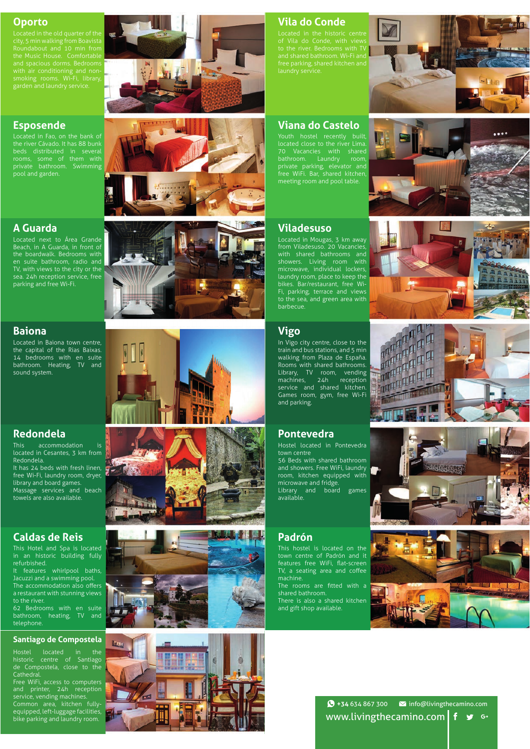## Oporto

Located in the old quarter of the city, 5 min walking from Boavista Roundabout and 10 min from the Music House. Comfortable and spacious dorms. Bedrooms with air conditioning and non-smoking rooms. Wi-Fi, library, garden and laundry service.

## Esposende

Located in Fao, on the bank of the river Cávado. It has 88 bunk beds distributed in several rooms, some of them with private bathroom. Swimming pool and garden.

## A Guarda

Located next to Área Grande Beach, in A Guarda, in front of the boardwalk. Bedrooms with en suite bathroom, radio and TV, with views to the city or the sea. 24h reception service, free parking and free Wi-Fi.

## Baiona

Located in Baiona town centre, the capital of the Rias Baixas. 14 bedrooms with en suite bathroom. Heating, TV and sound system.

## Redondela

This accommodation is located in Cesantes, 3 km from Redondela.

It has 24 beds with fresh linen, free Wi-Fi, laundry room, dryer, library and board games. Massage services and beach towels are also available.

## Caldas de Reis

This Hotel and Spa is located in an historic building fully refurbished.

It features whirlpool baths, Jacuzzi and a swimming pool. The accommodation also offers a restaurant with stunning views to the river.

62 Bedrooms with en suite bathroom, heating, TV and telephone.

## Santiago de Compostela

Hostel located in the historic centre of Santiago de Compostela, close to the Cathedral.

Free WiFi, access to computers and printer, 24h reception service, vending machines. Common area, kitchen fully-equipped, left-luggage facilities, bike parking and laundry room.

## Vila do Conde

Located in the historic centre of Vila do Conde, with views to the river. Bedrooms with TV and shared bathroom. Wi-Fi and free parking, shared kitchen and laundry service.

## Viana do Castelo

Youth hostel recently built, located close to the river Lima. 70 Vacancies with shared bathroom. Laundry room, private parking, elevator and free WiFi. Bar, shared kitchen, meeting room and pool table.

## Viladesuso

Located in Mougas, 3 km away from Viladesuso. 20 Vacancies, with shared bathrooms and showers. Living room with microwave, individual lockers, laundry room, place to keep the bikes. Bar/restaurant, free Wi-Fi, parking, terrace and views to the sea, and green area with barbecue.

## Vigo

In Vigo city centre, close to the train and bus stations, and 5 min walking from Plaza de España. Rooms with shared bathrooms. Library, TV room, vending machines, 24h reception service and shared kitchen. Games room, gym, free Wi-Fi and parking.

## Pontevedra

Hostel located in Pontevedra town centre

56 Beds with shared bathroom and showers. Free WiFi, laundry room, kitchen equipped with microwave and fridge.

Library and board games available.

## Padrón

This hostel is located on the town centre of Padrón and it features free WiFi, flat-screen TV, a seating area and coffee machine.

The rooms are fitted with a shared bathroom.

There is also a shared kitchen and gift shop available.

+34 634 867 300 info@livingthecamino.com

www.livingthecamino.com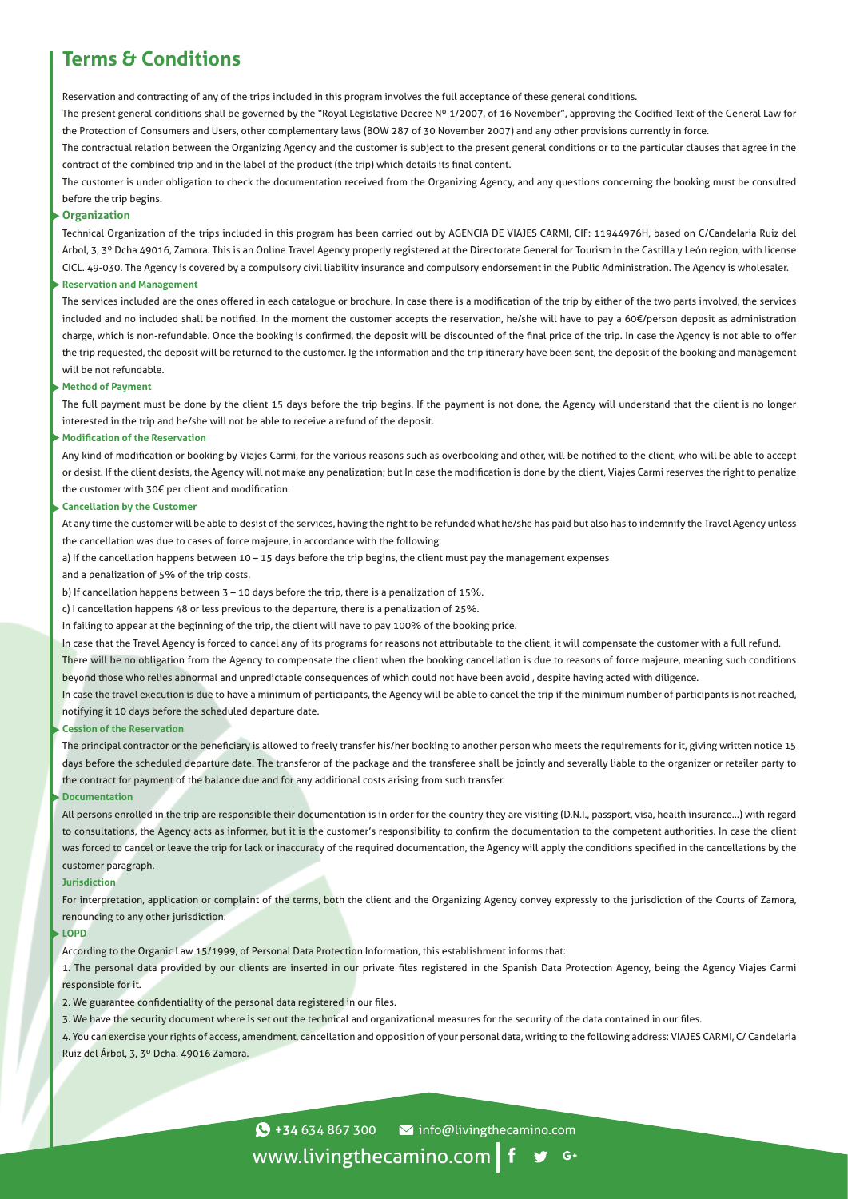# Terms & Conditions

Reservation and contracting of any of the trips included in this program involves the full acceptance of these general conditions.

The present general conditions shall be governed by the "Royal Legislative Decree Nº 1/2007, of 16 November", approving the Codified Text of the General Law for the Protection of Consumers and Users, other complementary laws (BOW 287 of 30 November 2007) and any other provisions currently in force.

The contractual relation between the Organizing Agency and the customer is subject to the present general conditions or to the particular clauses that agree in the contract of the combined trip and in the label of the product (the trip) which details its final content.

The customer is under obligation to check the documentation received from the Organizing Agency, and any questions concerning the booking must be consulted before the trip begins.

### Organization

Technical Organization of the trips included in this program has been carried out by AGENCIA DE VIAJES CARMI, CIF: 11944976H, based on C/Candelaria Ruiz del Árbol, 3, 3º Dcha 49016, Zamora. This is an Online Travel Agency properly registered at the Directorate General for Tourism in the Castilla y León region, with license CICL. 49-030. The Agency is covered by a compulsory civil liability insurance and compulsory endorsement in the Public Administration. The Agency is wholesaler.

### Reservation and Management

The services included are the ones offered in each catalogue or brochure. In case there is a modification of the trip by either of the two parts involved, the services included and no included shall be notified. In the moment the customer accepts the reservation, he/she will have to pay a 60€/person deposit as administration charge, which is non-refundable. Once the booking is confirmed, the deposit will be discounted of the final price of the trip. In case the Agency is not able to offer the trip requested, the deposit will be returned to the customer. Ig the information and the trip itinerary have been sent, the deposit of the booking and management will be not refundable.

### Method of Payment

The full payment must be done by the client 15 days before the trip begins. If the payment is not done, the Agency will understand that the client is no longer interested in the trip and he/she will not be able to receive a refund of the deposit.

### Modification of the Reservation

Any kind of modification or booking by Viajes Carmi, for the various reasons such as overbooking and other, will be notified to the client, who will be able to accept or desist. If the client desists, the Agency will not make any penalization; but In case the modification is done by the client, Viajes Carmi reserves the right to penalize the customer with 30€ per client and modification.

### Cancellation by the Customer

At any time the customer will be able to desist of the services, having the right to be refunded what he/she has paid but also has to indemnify the Travel Agency unless the cancellation was due to cases of force majeure, in accordance with the following:

a) If the cancellation happens between 10 – 15 days before the trip begins, the client must pay the management expenses
and a penalization of 5% of the trip costs.

b) If cancellation happens between 3 – 10 days before the trip, there is a penalization of 15%.

c) I cancellation happens 48 or less previous to the departure, there is a penalization of 25%.

In failing to appear at the beginning of the trip, the client will have to pay 100% of the booking price.

In case that the Travel Agency is forced to cancel any of its programs for reasons not attributable to the client, it will compensate the customer with a full refund.

There will be no obligation from the Agency to compensate the client when the booking cancellation is due to reasons of force majeure, meaning such conditions beyond those who relies abnormal and unpredictable consequences of which could not have been avoid , despite having acted with diligence.

In case the travel execution is due to have a minimum of participants, the Agency will be able to cancel the trip if the minimum number of participants is not reached, notifying it 10 days before the scheduled departure date.

### Cession of the Reservation

The principal contractor or the beneficiary is allowed to freely transfer his/her booking to another person who meets the requirements for it, giving written notice 15 days before the scheduled departure date. The transferor of the package and the transferee shall be jointly and severally liable to the organizer or retailer party to the contract for payment of the balance due and for any additional costs arising from such transfer.

### Documentation

All persons enrolled in the trip are responsible their documentation is in order for the country they are visiting (D.N.I., passport, visa, health insurance…) with regard to consultations, the Agency acts as informer, but it is the customer's responsibility to confirm the documentation to the competent authorities. In case the client was forced to cancel or leave the trip for lack or inaccuracy of the required documentation, the Agency will apply the conditions specified in the cancellations by the customer paragraph.

### Jurisdiction

For interpretation, application or complaint of the terms, both the client and the Organizing Agency convey expressly to the jurisdiction of the Courts of Zamora, renouncing to any other jurisdiction.

### LOPD

According to the Organic Law 15/1999, of Personal Data Protection Information, this establishment informs that:

1. The personal data provided by our clients are inserted in our private files registered in the Spanish Data Protection Agency, being the Agency Viajes Carmi responsible for it.
2. We guarantee confidentiality of the personal data registered in our files.
3. We have the security document where is set out the technical and organizational measures for the security of the data contained in our files.
4. You can exercise your rights of access, amendment, cancellation and opposition of your personal data, writing to the following address: VIAJES CARMI, C/ Candelaria Ruiz del Árbol, 3, 3º Dcha. 49016 Zamora.

+34 634 867 300 info@livingthecamino.com

www.livingthecamino.com